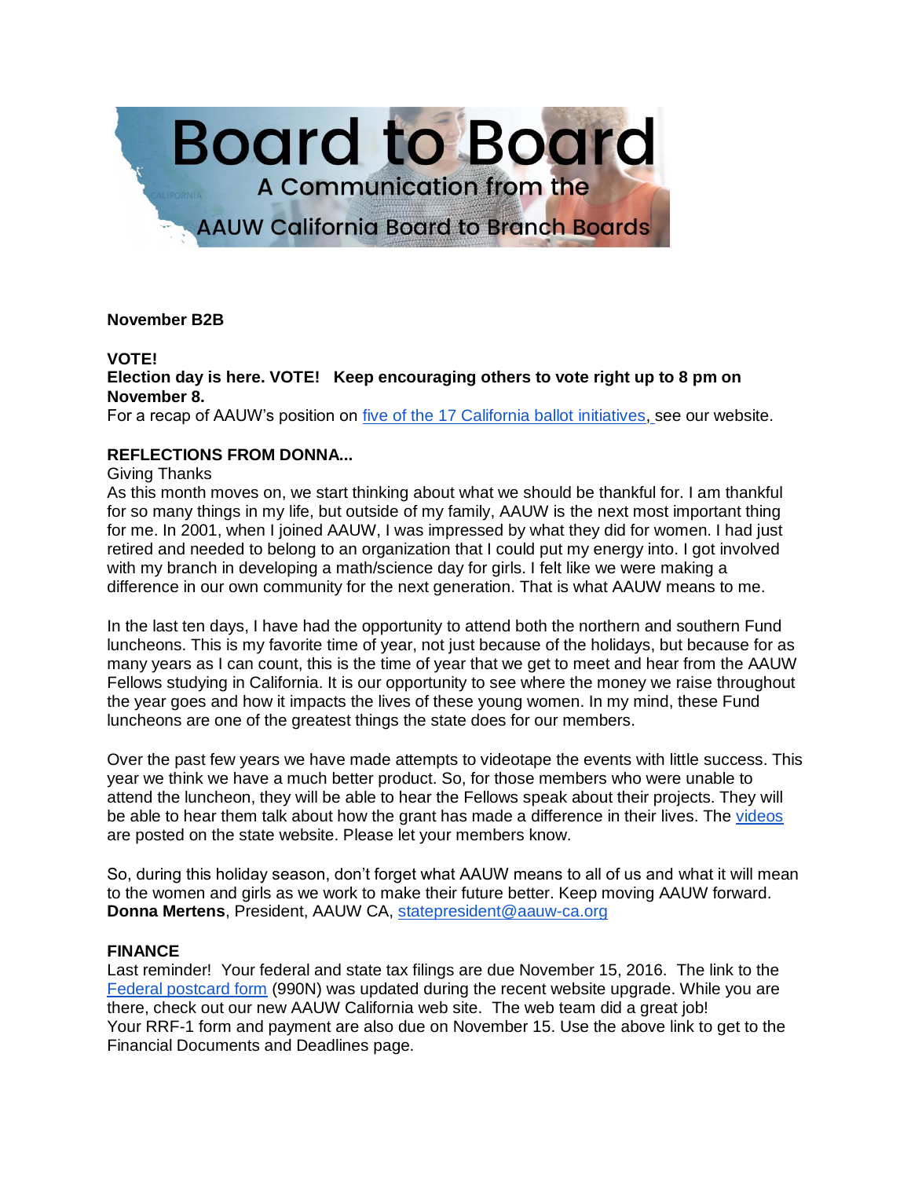# Board to Board

A Communication from the

AAUW California Board to Branch Boards

**November B2B**

**VOTE!**
**Election day is here. VOTE! Keep encouraging others to vote right up to 8 pm on November 8.**
For a recap of AAUW's position on five of the 17 California ballot initiatives, see our website.

**REFLECTIONS FROM DONNA...**
Giving Thanks
As this month moves on, we start thinking about what we should be thankful for. I am thankful for so many things in my life, but outside of my family, AAUW is the next most important thing for me. In 2001, when I joined AAUW, I was impressed by what they did for women. I had just retired and needed to belong to an organization that I could put my energy into. I got involved with my branch in developing a math/science day for girls. I felt like we were making a difference in our own community for the next generation. That is what AAUW means to me.

In the last ten days, I have had the opportunity to attend both the northern and southern Fund luncheons. This is my favorite time of year, not just because of the holidays, but because for as many years as I can count, this is the time of year that we get to meet and hear from the AAUW Fellows studying in California. It is our opportunity to see where the money we raise throughout the year goes and how it impacts the lives of these young women. In my mind, these Fund luncheons are one of the greatest things the state does for our members.

Over the past few years we have made attempts to videotape the events with little success. This year we think we have a much better product. So, for those members who were unable to attend the luncheon, they will be able to hear the Fellows speak about their projects. They will be able to hear them talk about how the grant has made a difference in their lives. The videos are posted on the state website. Please let your members know.

So, during this holiday season, don't forget what AAUW means to all of us and what it will mean to the women and girls as we work to make their future better. Keep moving AAUW forward.
**Donna Mertens**, President, AAUW CA, statepresident@aauw-ca.org

**FINANCE**
Last reminder! Your federal and state tax filings are due November 15, 2016. The link to the Federal postcard form (990N) was updated during the recent website upgrade. While you are there, check out our new AAUW California web site. The web team did a great job!
Your RRF-1 form and payment are also due on November 15. Use the above link to get to the Financial Documents and Deadlines page.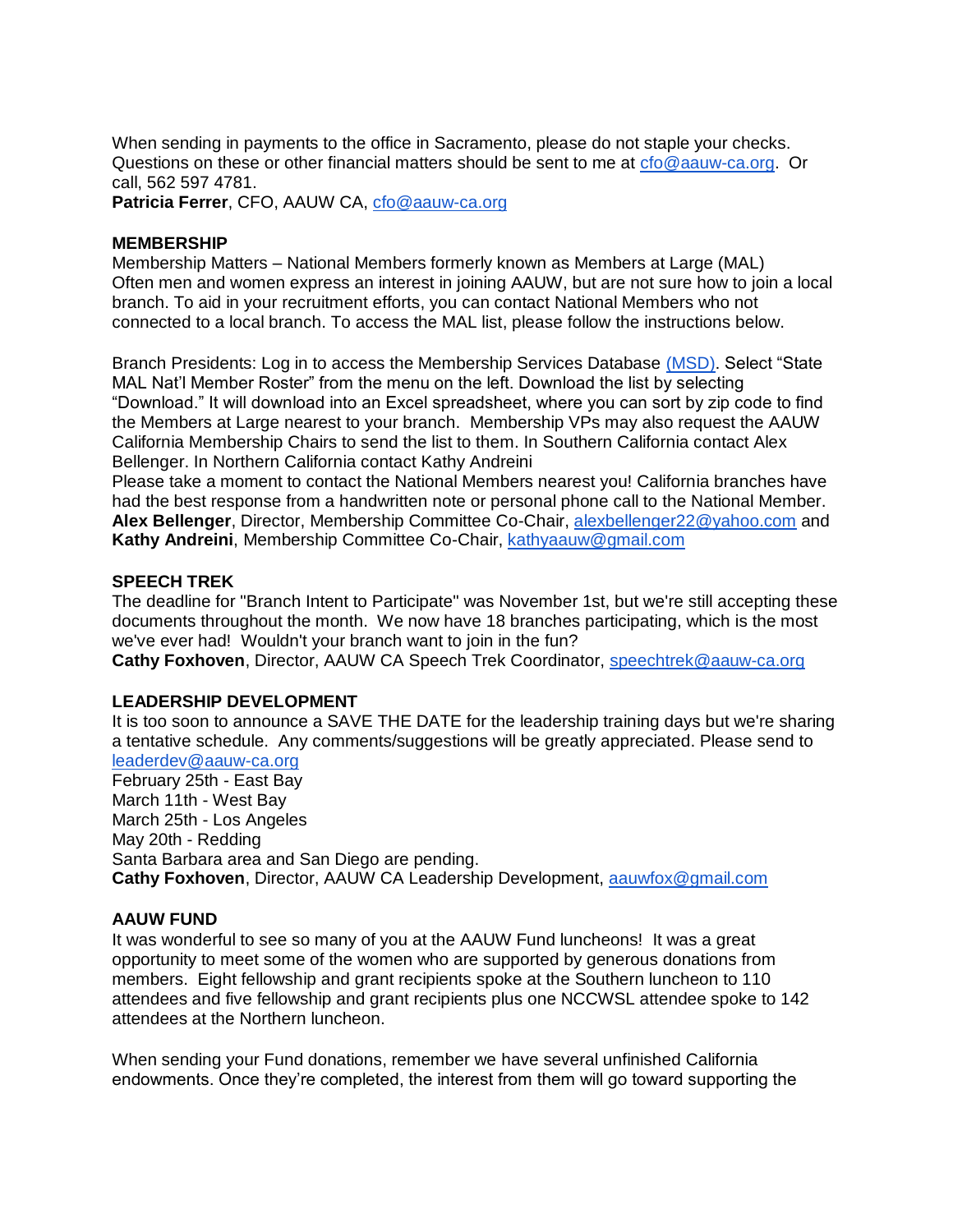When sending in payments to the office in Sacramento, please do not staple your checks. Questions on these or other financial matters should be sent to me at cfo@aauw-ca.org. Or call, 562 597 4781.
**Patricia Ferrer**, CFO, AAUW CA, cfo@aauw-ca.org

**MEMBERSHIP**
Membership Matters – National Members formerly known as Members at Large (MAL)
Often men and women express an interest in joining AAUW, but are not sure how to join a local branch. To aid in your recruitment efforts, you can contact National Members who not connected to a local branch. To access the MAL list, please follow the instructions below.

Branch Presidents: Log in to access the Membership Services Database (MSD). Select "State MAL Nat'l Member Roster" from the menu on the left. Download the list by selecting "Download." It will download into an Excel spreadsheet, where you can sort by zip code to find the Members at Large nearest to your branch. Membership VPs may also request the AAUW California Membership Chairs to send the list to them. In Southern California contact Alex Bellenger. In Northern California contact Kathy Andreini
Please take a moment to contact the National Members nearest you! California branches have had the best response from a handwritten note or personal phone call to the National Member.
**Alex Bellenger**, Director, Membership Committee Co-Chair, alexbellenger22@yahoo.com and **Kathy Andreini**, Membership Committee Co-Chair, kathyaauw@gmail.com

**SPEECH TREK**
The deadline for "Branch Intent to Participate" was November 1st, but we're still accepting these documents throughout the month. We now have 18 branches participating, which is the most we've ever had! Wouldn't your branch want to join in the fun?
**Cathy Foxhoven**, Director, AAUW CA Speech Trek Coordinator, speechtrek@aauw-ca.org

**LEADERSHIP DEVELOPMENT**
It is too soon to announce a SAVE THE DATE for the leadership training days but we're sharing a tentative schedule. Any comments/suggestions will be greatly appreciated. Please send to leaderdev@aauw-ca.org
February 25th - East Bay
March 11th - West Bay
March 25th - Los Angeles
May 20th - Redding
Santa Barbara area and San Diego are pending.
**Cathy Foxhoven**, Director, AAUW CA Leadership Development, aauwfox@gmail.com

**AAUW FUND**
It was wonderful to see so many of you at the AAUW Fund luncheons! It was a great opportunity to meet some of the women who are supported by generous donations from members. Eight fellowship and grant recipients spoke at the Southern luncheon to 110 attendees and five fellowship and grant recipients plus one NCCWSL attendee spoke to 142 attendees at the Northern luncheon.

When sending your Fund donations, remember we have several unfinished California endowments. Once they're completed, the interest from them will go toward supporting the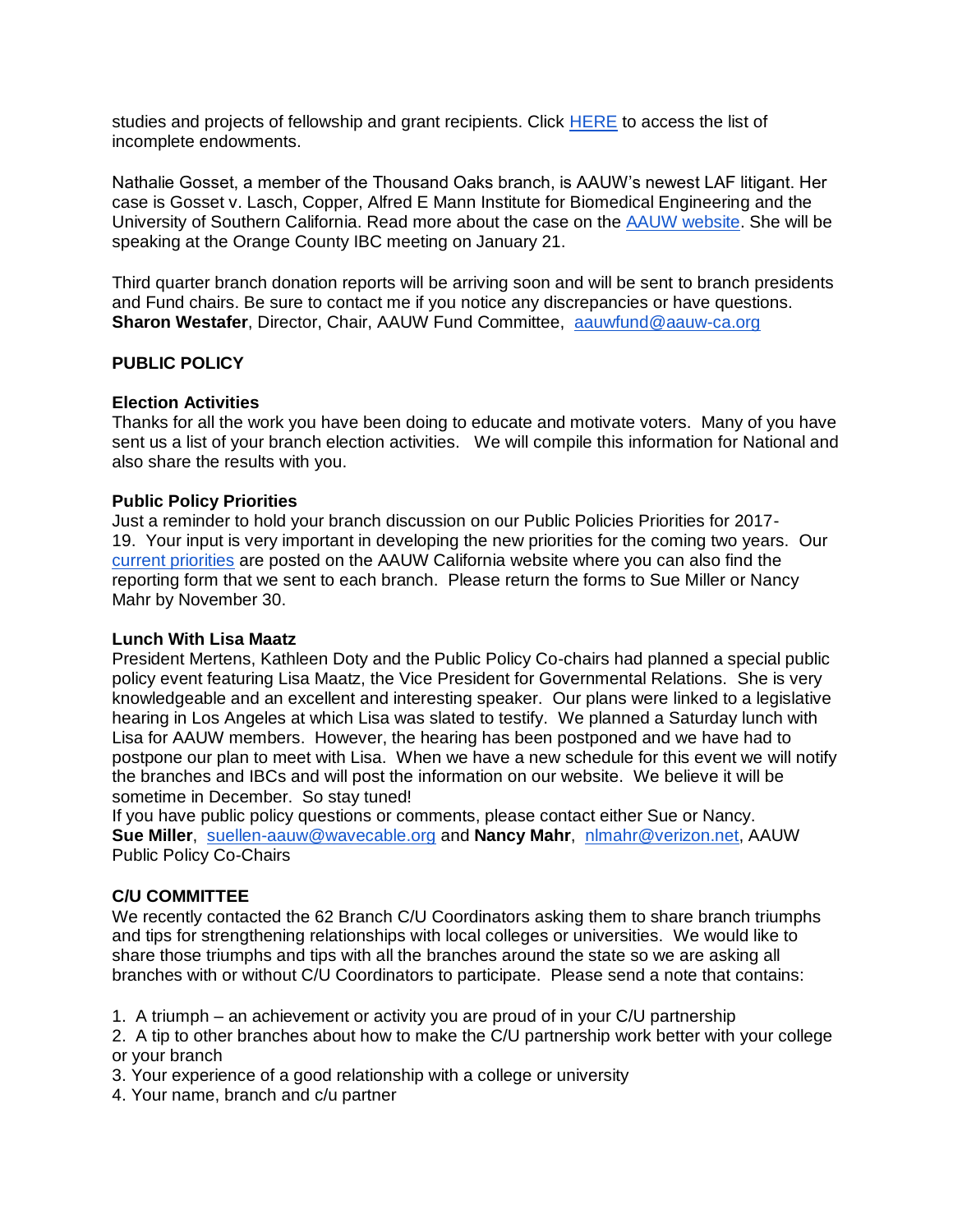studies and projects of fellowship and grant recipients. Click [HERE]() to access the list of incomplete endowments.

Nathalie Gosset, a member of the Thousand Oaks branch, is AAUW's newest LAF litigant. Her case is Gosset v. Lasch, Copper, Alfred E Mann Institute for Biomedical Engineering and the University of Southern California. Read more about the case on the [AAUW website](). She will be speaking at the Orange County IBC meeting on January 21.

Third quarter branch donation reports will be arriving soon and will be sent to branch presidents and Fund chairs. Be sure to contact me if you notice any discrepancies or have questions.
**Sharon Westafer**, Director, Chair, AAUW Fund Committee, [aauwfund@aauw-ca.org](mailto:aauwfund@aauw-ca.org)

## PUBLIC POLICY

### Election Activities

Thanks for all the work you have been doing to educate and motivate voters. Many of you have sent us a list of your branch election activities. We will compile this information for National and also share the results with you.

### Public Policy Priorities

Just a reminder to hold your branch discussion on our Public Policies Priorities for 2017-19. Your input is very important in developing the new priorities for the coming two years. Our [current priorities]() are posted on the AAUW California website where you can also find the reporting form that we sent to each branch. Please return the forms to Sue Miller or Nancy Mahr by November 30.

### Lunch With Lisa Maatz

President Mertens, Kathleen Doty and the Public Policy Co-chairs had planned a special public policy event featuring Lisa Maatz, the Vice President for Governmental Relations. She is very knowledgeable and an excellent and interesting speaker. Our plans were linked to a legislative hearing in Los Angeles at which Lisa was slated to testify. We planned a Saturday lunch with Lisa for AAUW members. However, the hearing has been postponed and we have had to postpone our plan to meet with Lisa. When we have a new schedule for this event we will notify the branches and IBCs and will post the information on our website. We believe it will be sometime in December. So stay tuned!

If you have public policy questions or comments, please contact either Sue or Nancy.
**Sue Miller**, [suellen-aauw@wavecable.org](mailto:suellen-aauw@wavecable.org) and **Nancy Mahr**, [nlmahr@verizon.net](mailto:nlmahr@verizon.net), AAUW Public Policy Co-Chairs

## C/U COMMITTEE

We recently contacted the 62 Branch C/U Coordinators asking them to share branch triumphs and tips for strengthening relationships with local colleges or universities. We would like to share those triumphs and tips with all the branches around the state so we are asking all branches with or without C/U Coordinators to participate. Please send a note that contains:

1. A triumph – an achievement or activity you are proud of in your C/U partnership
2. A tip to other branches about how to make the C/U partnership work better with your college or your branch
3. Your experience of a good relationship with a college or university
4. Your name, branch and c/u partner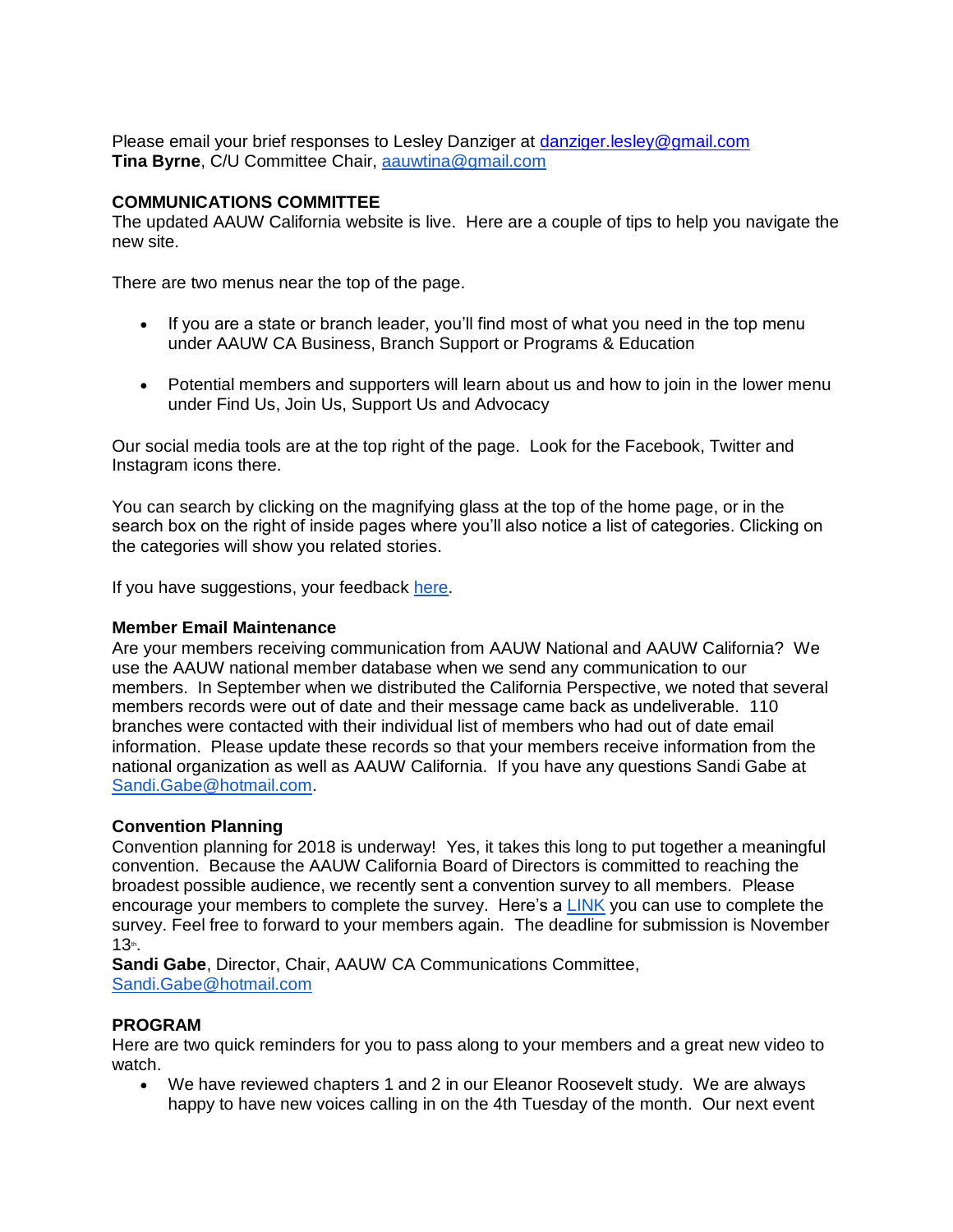Please email your brief responses to Lesley Danziger at danziger.lesley@gmail.com
**Tina Byrne**, C/U Committee Chair, aauwtina@gmail.com

**COMMUNICATIONS COMMITTEE**

The updated AAUW California website is live. Here are a couple of tips to help you navigate the new site.

There are two menus near the top of the page.

- If you are a state or branch leader, you'll find most of what you need in the top menu under AAUW CA Business, Branch Support or Programs & Education
- Potential members and supporters will learn about us and how to join in the lower menu under Find Us, Join Us, Support Us and Advocacy

Our social media tools are at the top right of the page. Look for the Facebook, Twitter and Instagram icons there.

You can search by clicking on the magnifying glass at the top of the home page, or in the search box on the right of inside pages where you'll also notice a list of categories. Clicking on the categories will show you related stories.

If you have suggestions, your feedback here.

**Member Email Maintenance**

Are your members receiving communication from AAUW National and AAUW California? We use the AAUW national member database when we send any communication to our members. In September when we distributed the California Perspective, we noted that several members records were out of date and their message came back as undeliverable. 110 branches were contacted with their individual list of members who had out of date email information. Please update these records so that your members receive information from the national organization as well as AAUW California. If you have any questions Sandi Gabe at Sandi.Gabe@hotmail.com.

**Convention Planning**

Convention planning for 2018 is underway! Yes, it takes this long to put together a meaningful convention. Because the AAUW California Board of Directors is committed to reaching the broadest possible audience, we recently sent a convention survey to all members. Please encourage your members to complete the survey. Here's a LINK you can use to complete the survey. Feel free to forward to your members again. The deadline for submission is November 13th.
**Sandi Gabe**, Director, Chair, AAUW CA Communications Committee, Sandi.Gabe@hotmail.com

**PROGRAM**

Here are two quick reminders for you to pass along to your members and a great new video to watch.

- We have reviewed chapters 1 and 2 in our Eleanor Roosevelt study. We are always happy to have new voices calling in on the 4th Tuesday of the month. Our next event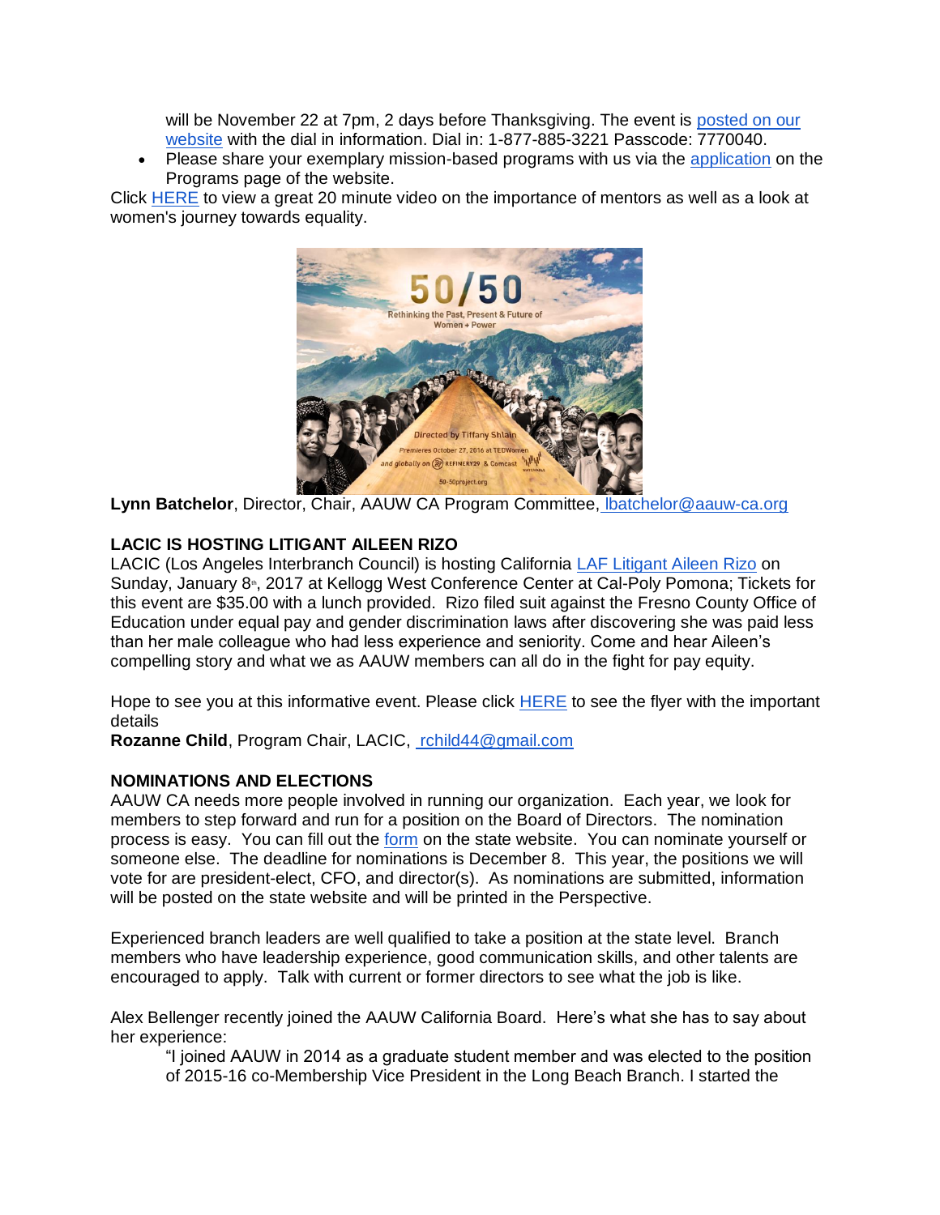will be November 22 at 7pm, 2 days before Thanksgiving. The event is posted on our website with the dial in information. Dial in: 1-877-885-3221 Passcode: 7770040.

- Please share your exemplary mission-based programs with us via the application on the Programs page of the website.

Click HERE to view a great 20 minute video on the importance of mentors as well as a look at women's journey towards equality.

**Lynn Batchelor**, Director, Chair, AAUW CA Program Committee, lbatchelor@aauw-ca.org

**LACIC IS HOSTING LITIGANT AILEEN RIZO**

LACIC (Los Angeles Interbranch Council) is hosting California LAF Litigant Aileen Rizo on Sunday, January 8th, 2017 at Kellogg West Conference Center at Cal-Poly Pomona; Tickets for this event are $35.00 with a lunch provided. Rizo filed suit against the Fresno County Office of Education under equal pay and gender discrimination laws after discovering she was paid less than her male colleague who had less experience and seniority. Come and hear Aileen's compelling story and what we as AAUW members can all do in the fight for pay equity.

Hope to see you at this informative event. Please click HERE to see the flyer with the important details

**Rozanne Child**, Program Chair, LACIC, rchild44@gmail.com

**NOMINATIONS AND ELECTIONS**

AAUW CA needs more people involved in running our organization. Each year, we look for members to step forward and run for a position on the Board of Directors. The nomination process is easy. You can fill out the form on the state website. You can nominate yourself or someone else. The deadline for nominations is December 8. This year, the positions we will vote for are president-elect, CFO, and director(s). As nominations are submitted, information will be posted on the state website and will be printed in the Perspective.

Experienced branch leaders are well qualified to take a position at the state level. Branch members who have leadership experience, good communication skills, and other talents are encouraged to apply. Talk with current or former directors to see what the job is like.

Alex Bellenger recently joined the AAUW California Board. Here's what she has to say about her experience:

> "I joined AAUW in 2014 as a graduate student member and was elected to the position of 2015-16 co-Membership Vice President in the Long Beach Branch. I started the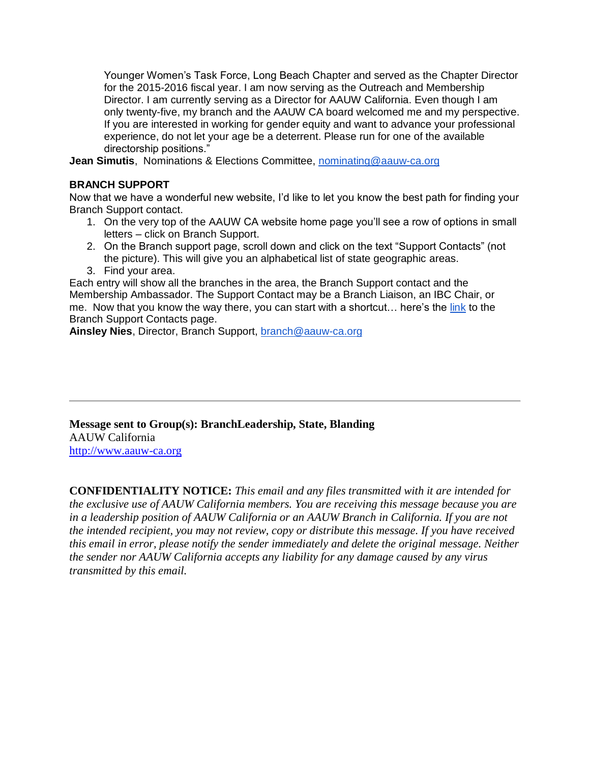Younger Women's Task Force, Long Beach Chapter and served as the Chapter Director for the 2015-2016 fiscal year. I am now serving as the Outreach and Membership Director. I am currently serving as a Director for AAUW California. Even though I am only twenty-five, my branch and the AAUW CA board welcomed me and my perspective. If you are interested in working for gender equity and want to advance your professional experience, do not let your age be a deterrent. Please run for one of the available directorship positions."

**Jean Simutis**, Nominations & Elections Committee, nominating@aauw-ca.org

**BRANCH SUPPORT**

Now that we have a wonderful new website, I'd like to let you know the best path for finding your Branch Support contact.

1. On the very top of the AAUW CA website home page you'll see a row of options in small letters – click on Branch Support.
2. On the Branch support page, scroll down and click on the text "Support Contacts" (not the picture). This will give you an alphabetical list of state geographic areas.
3. Find your area.

Each entry will show all the branches in the area, the Branch Support contact and the Membership Ambassador. The Support Contact may be a Branch Liaison, an IBC Chair, or me. Now that you know the way there, you can start with a shortcut… here's the link to the Branch Support Contacts page.

**Ainsley Nies**, Director, Branch Support, branch@aauw-ca.org

---

**Message sent to Group(s): BranchLeadership, State, Blanding**
AAUW California
http://www.aauw-ca.org

**CONFIDENTIALITY NOTICE:** *This email and any files transmitted with it are intended for the exclusive use of AAUW California members. You are receiving this message because you are in a leadership position of AAUW California or an AAUW Branch in California. If you are not the intended recipient, you may not review, copy or distribute this message. If you have received this email in error, please notify the sender immediately and delete the original message. Neither the sender nor AAUW California accepts any liability for any damage caused by any virus transmitted by this email.*